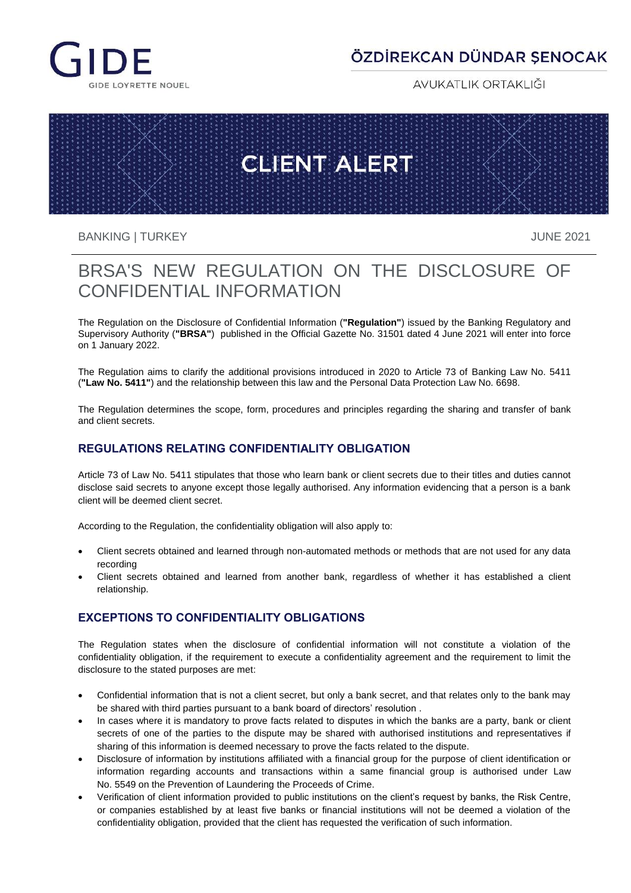GIDE
GIDE LOYRETTE NOUEL

ÖZDİREKCAN DÜNDAR ŞENOCAK

AVUKATLIK ORTAKLIĞI

CLIENT ALERT

BANKING | TURKEY

JUNE 2021

# BRSA'S NEW REGULATION ON THE DISCLOSURE OF CONFIDENTIAL INFORMATION

The Regulation on the Disclosure of Confidential Information (**"Regulation"**) issued by the Banking Regulatory and Supervisory Authority (**"BRSA"**) published in the Official Gazette No. 31501 dated 4 June 2021 will enter into force on 1 January 2022.

The Regulation aims to clarify the additional provisions introduced in 2020 to Article 73 of Banking Law No. 5411 (**"Law No. 5411"**) and the relationship between this law and the Personal Data Protection Law No. 6698.

The Regulation determines the scope, form, procedures and principles regarding the sharing and transfer of bank and client secrets.

## REGULATIONS RELATING CONFIDENTIALITY OBLIGATION

Article 73 of Law No. 5411 stipulates that those who learn bank or client secrets due to their titles and duties cannot disclose said secrets to anyone except those legally authorised. Any information evidencing that a person is a bank client will be deemed client secret.

According to the Regulation, the confidentiality obligation will also apply to:

- Client secrets obtained and learned through non-automated methods or methods that are not used for any data recording
- Client secrets obtained and learned from another bank, regardless of whether it has established a client relationship.

## EXCEPTIONS TO CONFIDENTIALITY OBLIGATIONS

The Regulation states when the disclosure of confidential information will not constitute a violation of the confidentiality obligation, if the requirement to execute a confidentiality agreement and the requirement to limit the disclosure to the stated purposes are met:

- Confidential information that is not a client secret, but only a bank secret, and that relates only to the bank may be shared with third parties pursuant to a bank board of directors' resolution .
- In cases where it is mandatory to prove facts related to disputes in which the banks are a party, bank or client secrets of one of the parties to the dispute may be shared with authorised institutions and representatives if sharing of this information is deemed necessary to prove the facts related to the dispute.
- Disclosure of information by institutions affiliated with a financial group for the purpose of client identification or information regarding accounts and transactions within a same financial group is authorised under Law No. 5549 on the Prevention of Laundering the Proceeds of Crime.
- Verification of client information provided to public institutions on the client's request by banks, the Risk Centre, or companies established by at least five banks or financial institutions will not be deemed a violation of the confidentiality obligation, provided that the client has requested the verification of such information.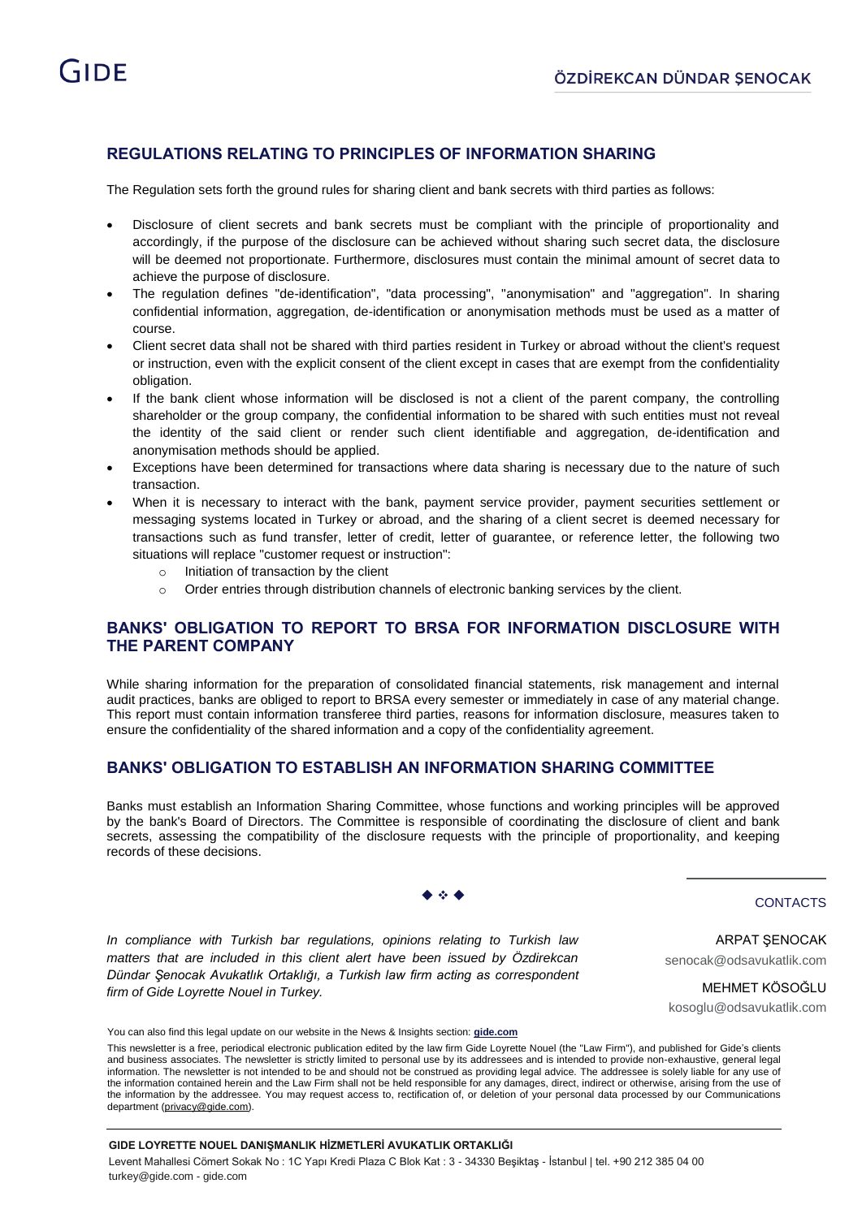## REGULATIONS RELATING TO PRINCIPLES OF INFORMATION SHARING

The Regulation sets forth the ground rules for sharing client and bank secrets with third parties as follows:

- Disclosure of client secrets and bank secrets must be compliant with the principle of proportionality and accordingly, if the purpose of the disclosure can be achieved without sharing such secret data, the disclosure will be deemed not proportionate. Furthermore, disclosures must contain the minimal amount of secret data to achieve the purpose of disclosure.
- The regulation defines "de-identification", "data processing", "anonymisation" and "aggregation". In sharing confidential information, aggregation, de-identification or anonymisation methods must be used as a matter of course.
- Client secret data shall not be shared with third parties resident in Turkey or abroad without the client's request or instruction, even with the explicit consent of the client except in cases that are exempt from the confidentiality obligation.
- If the bank client whose information will be disclosed is not a client of the parent company, the controlling shareholder or the group company, the confidential information to be shared with such entities must not reveal the identity of the said client or render such client identifiable and aggregation, de-identification and anonymisation methods should be applied.
- Exceptions have been determined for transactions where data sharing is necessary due to the nature of such transaction.
- When it is necessary to interact with the bank, payment service provider, payment securities settlement or messaging systems located in Turkey or abroad, and the sharing of a client secret is deemed necessary for transactions such as fund transfer, letter of credit, letter of guarantee, or reference letter, the following two situations will replace "customer request or instruction":
  - Initiation of transaction by the client
  - Order entries through distribution channels of electronic banking services by the client.

## BANKS' OBLIGATION TO REPORT TO BRSA FOR INFORMATION DISCLOSURE WITH THE PARENT COMPANY

While sharing information for the preparation of consolidated financial statements, risk management and internal audit practices, banks are obliged to report to BRSA every semester or immediately in case of any material change. This report must contain information transferee third parties, reasons for information disclosure, measures taken to ensure the confidentiality of the shared information and a copy of the confidentiality agreement.

## BANKS' OBLIGATION TO ESTABLISH AN INFORMATION SHARING COMMITTEE

Banks must establish an Information Sharing Committee, whose functions and working principles will be approved by the bank's Board of Directors. The Committee is responsible of coordinating the disclosure of client and bank secrets, assessing the compatibility of the disclosure requests with the principle of proportionality, and keeping records of these decisions.

◆ ❖ ◆

*In compliance with Turkish bar regulations, opinions relating to Turkish law matters that are included in this client alert have been issued by Özdirekcan Dündar Şenocak Avukatlık Ortaklığı, a Turkish law firm acting as correspondent firm of Gide Loyrette Nouel in Turkey.*

CONTACTS

ARPAT ŞENOCAK
senocak@odsavukatlik.com

MEHMET KÖSOĞLU
kosoglu@odsavukatlik.com

You can also find this legal update on our website in the News & Insights section: **gide.com**

This newsletter is a free, periodical electronic publication edited by the law firm Gide Loyrette Nouel (the "Law Firm"), and published for Gide's clients and business associates. The newsletter is strictly limited to personal use by its addressees and is intended to provide non-exhaustive, general legal information. The newsletter is not intended to be and should not be construed as providing legal advice. The addressee is solely liable for any use of the information contained herein and the Law Firm shall not be held responsible for any damages, direct, indirect or otherwise, arising from the use of the information by the addressee. You may request access to, rectification of, or deletion of your personal data processed by our Communications department (privacy@gide.com).

**GIDE LOYRETTE NOUEL DANIŞMANLIK HİZMETLERİ AVUKATLIK ORTAKLIĞI**

Levent Mahallesi Cömert Sokak No : 1C Yapı Kredi Plaza C Blok Kat : 3 - 34330 Beşiktaş - İstanbul | tel. +90 212 385 04 00
turkey@gide.com - gide.com